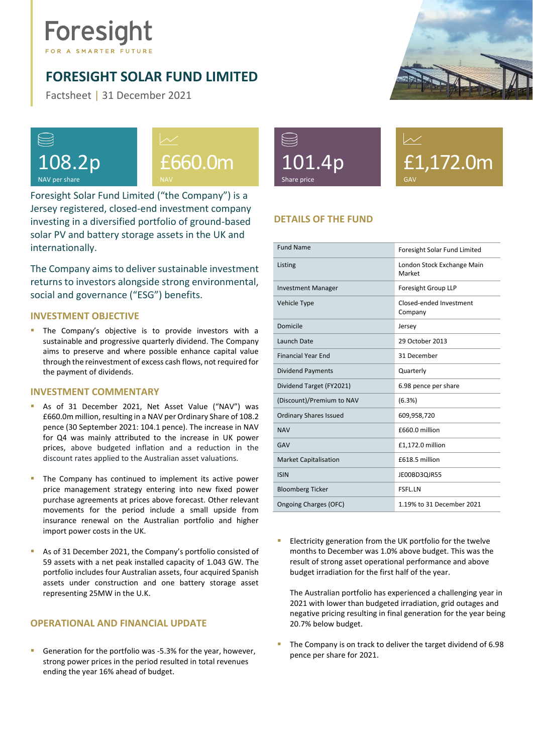Foresight

FOR A SMARTER FUTURE

# FORESIGHT SOLAR FUND LIMITED

Factsheet | 31 December 2021

**108.2p**
NAV per share

**£660.0m**
NAV

**101.4p**
Share price

**£1,172.0m**
GAV

Foresight Solar Fund Limited ("the Company") is a Jersey registered, closed-end investment company investing in a diversified portfolio of ground-based solar PV and battery storage assets in the UK and internationally.

The Company aims to deliver sustainable investment returns to investors alongside strong environmental, social and governance ("ESG") benefits.

## INVESTMENT OBJECTIVE

- The Company's objective is to provide investors with a sustainable and progressive quarterly dividend. The Company aims to preserve and where possible enhance capital value through the reinvestment of excess cash flows, not required for the payment of dividends.

## INVESTMENT COMMENTARY

- As of 31 December 2021, Net Asset Value ("NAV") was £660.0m million, resulting in a NAV per Ordinary Share of 108.2 pence (30 September 2021: 104.1 pence). The increase in NAV for Q4 was mainly attributed to the increase in UK power prices, above budgeted inflation and a reduction in the discount rates applied to the Australian asset valuations.

- The Company has continued to implement its active power price management strategy entering into new fixed power purchase agreements at prices above forecast. Other relevant movements for the period include a small upside from insurance renewal on the Australian portfolio and higher import power costs in the UK.

- As of 31 December 2021, the Company's portfolio consisted of 59 assets with a net peak installed capacity of 1.043 GW. The portfolio includes four Australian assets, four acquired Spanish assets under construction and one battery storage asset representing 25MW in the U.K.

## OPERATIONAL AND FINANCIAL UPDATE

- Generation for the portfolio was -5.3% for the year, however, strong power prices in the period resulted in total revenues ending the year 16% ahead of budget.

- Electricity generation from the UK portfolio for the twelve months to December was 1.0% above budget. This was the result of strong asset operational performance and above budget irradiation for the first half of the year.

  The Australian portfolio has experienced a challenging year in 2021 with lower than budgeted irradiation, grid outages and negative pricing resulting in final generation for the year being 20.7% below budget.

- The Company is on track to deliver the target dividend of 6.98 pence per share for 2021.

## DETAILS OF THE FUND

| | |
|---|---|
| Fund Name | Foresight Solar Fund Limited |
| Listing | London Stock Exchange Main Market |
| Investment Manager | Foresight Group LLP |
| Vehicle Type | Closed-ended Investment Company |
| Domicile | Jersey |
| Launch Date | 29 October 2013 |
| Financial Year End | 31 December |
| Dividend Payments | Quarterly |
| Dividend Target (FY2021) | 6.98 pence per share |
| (Discount)/Premium to NAV | (6.3%) |
| Ordinary Shares Issued | 609,958,720 |
| NAV | £660.0 million |
| GAV | £1,172.0 million |
| Market Capitalisation | £618.5 million |
| ISIN | JE00BD3QJR55 |
| Bloomberg Ticker | FSFL.LN |
| Ongoing Charges (OFC) | 1.19% to 31 December 2021 |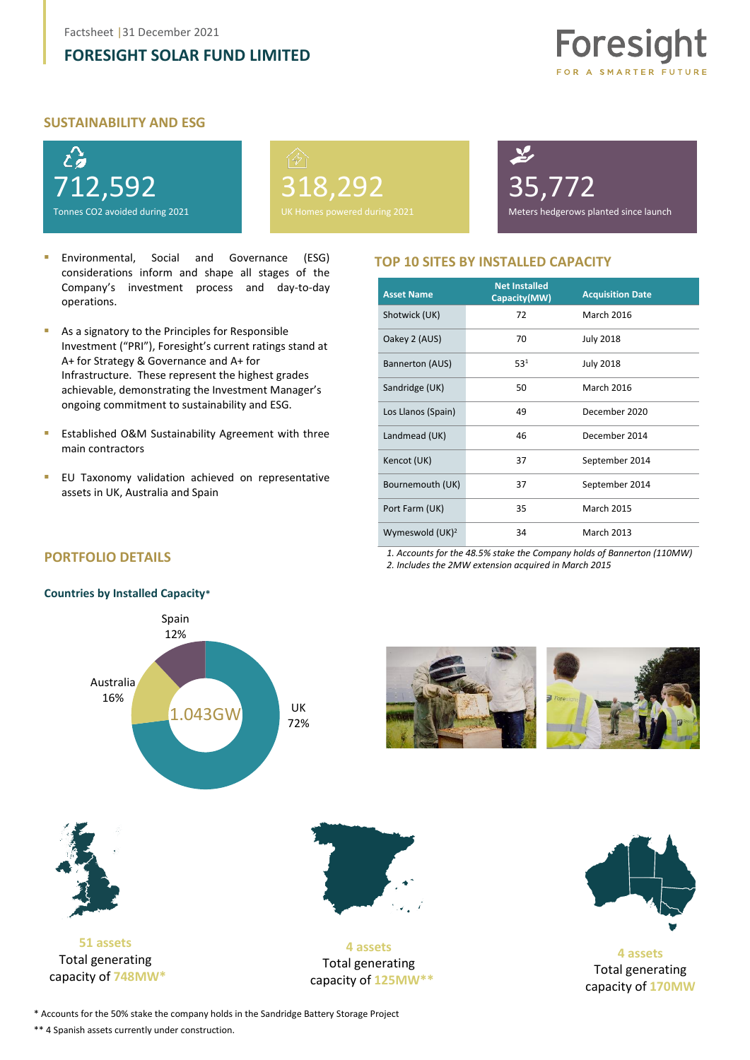Factsheet | 31 December 2021

# FORESIGHT SOLAR FUND LIMITED

## SUSTAINABILITY AND ESG

**712,592**
Tonnes CO2 avoided during 2021

**318,292**
UK Homes powered during 2021

**35,772**
Meters hedgerows planted since launch

- Environmental, Social and Governance (ESG) considerations inform and shape all stages of the Company's investment process and day-to-day operations.
- As a signatory to the Principles for Responsible Investment ("PRI"), Foresight's current ratings stand at A+ for Strategy & Governance and A+ for Infrastructure. These represent the highest grades achievable, demonstrating the Investment Manager's ongoing commitment to sustainability and ESG.
- Established O&M Sustainability Agreement with three main contractors
- EU Taxonomy validation achieved on representative assets in UK, Australia and Spain

## TOP 10 SITES BY INSTALLED CAPACITY

| Asset Name | Net Installed Capacity(MW) | Acquisition Date |
|---|---|---|
| Shotwick (UK) | 72 | March 2016 |
| Oakey 2 (AUS) | 70 | July 2018 |
| Bannerton (AUS) | 53[1] | July 2018 |
| Sandridge (UK) | 50 | March 2016 |
| Los Llanos (Spain) | 49 | December 2020 |
| Landmead (UK) | 46 | December 2014 |
| Kencot (UK) | 37 | September 2014 |
| Bournemouth (UK) | 37 | September 2014 |
| Port Farm (UK) | 35 | March 2015 |
| Wymeswold (UK)[2] | 34 | March 2013 |

*1. Accounts for the 48.5% stake the Company holds of Bannerton (110MW)*
*2. Includes the 2MW extension acquired in March 2015*

## PORTFOLIO DETAILS

**Countries by Installed Capacity\***

1.043GW

- UK 72%
- Australia 16%
- Spain 12%

**51 assets**
Total generating capacity of 748MW*

**4 assets**
Total generating capacity of 125MW**

**4 assets**
Total generating capacity of 170MW

\* Accounts for the 50% stake the company holds in the Sandridge Battery Storage Project

\*\* 4 Spanish assets currently under construction.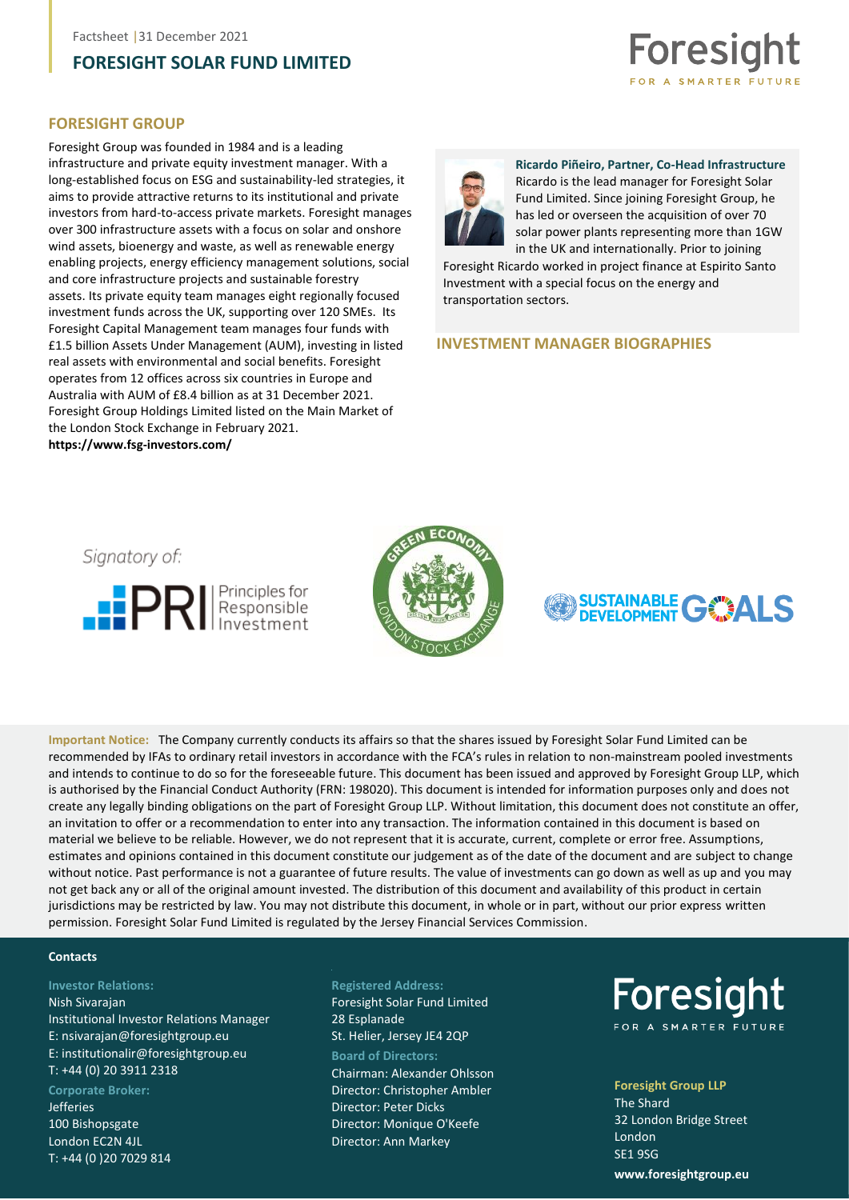## FORESIGHT GROUP

Foresight Group was founded in 1984 and is a leading infrastructure and private equity investment manager. With a long-established focus on ESG and sustainability-led strategies, it aims to provide attractive returns to its institutional and private investors from hard-to-access private markets. Foresight manages over 300 infrastructure assets with a focus on solar and onshore wind assets, bioenergy and waste, as well as renewable energy enabling projects, energy efficiency management solutions, social and core infrastructure projects and sustainable forestry assets. Its private equity team manages eight regionally focused investment funds across the UK, supporting over 120 SMEs. Its Foresight Capital Management team manages four funds with £1.5 billion Assets Under Management (AUM), investing in listed real assets with environmental and social benefits. Foresight operates from 12 offices across six countries in Europe and Australia with AUM of £8.4 billion as at 31 December 2021. Foresight Group Holdings Limited listed on the Main Market of the London Stock Exchange in February 2021.

**https://www.fsg-investors.com/**

## INVESTMENT MANAGER BIOGRAPHIES

**Ricardo Piñeiro, Partner, Co-Head Infrastructure**

Ricardo is the lead manager for Foresight Solar Fund Limited. Since joining Foresight Group, he has led or overseen the acquisition of over 70 solar power plants representing more than 1GW in the UK and internationally. Prior to joining Foresight Ricardo worked in project finance at Espirito Santo Investment with a special focus on the energy and transportation sectors.

*Signatory of:*

PRI Principles for Responsible Investment

Green Economy London Stock Exchange

Sustainable Development Goals

**Important Notice:** The Company currently conducts its affairs so that the shares issued by Foresight Solar Fund Limited can be recommended by IFAs to ordinary retail investors in accordance with the FCA's rules in relation to non-mainstream pooled investments and intends to continue to do so for the foreseeable future. This document has been issued and approved by Foresight Group LLP, which is authorised by the Financial Conduct Authority (FRN: 198020). This document is intended for information purposes only and does not create any legally binding obligations on the part of Foresight Group LLP. Without limitation, this document does not constitute an offer, an invitation to offer or a recommendation to enter into any transaction. The information contained in this document is based on material we believe to be reliable. However, we do not represent that it is accurate, current, complete or error free. Assumptions, estimates and opinions contained in this document constitute our judgement as of the date of the document and are subject to change without notice. Past performance is not a guarantee of future results. The value of investments can go down as well as up and you may not get back any or all of the original amount invested. The distribution of this document and availability of this product in certain jurisdictions may be restricted by law. You may not distribute this document, in whole or in part, without our prior express written permission. Foresight Solar Fund Limited is regulated by the Jersey Financial Services Commission.

**Contacts**

**Investor Relations:**
Nish Sivarajan
Institutional Investor Relations Manager
E: nsivarajan@foresightgroup.eu
E: institutionalir@foresightgroup.eu
T: +44 (0) 20 3911 2318

**Corporate Broker:**
Jefferies
100 Bishopsgate
London EC2N 4JL
T: +44 (0 )20 7029 814

**Registered Address:**
Foresight Solar Fund Limited
28 Esplanade
St. Helier, Jersey JE4 2QP

**Board of Directors:**
Chairman: Alexander Ohlsson
Director: Christopher Ambler
Director: Peter Dicks
Director: Monique O'Keefe
Director: Ann Markey

Foresight
FOR A SMARTER FUTURE

**Foresight Group LLP**
The Shard
32 London Bridge Street
London
SE1 9SG
**www.foresightgroup.eu**